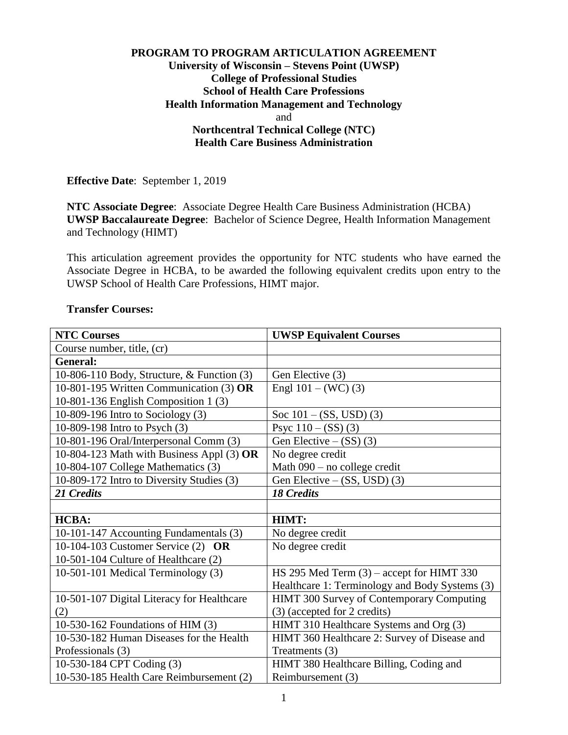**PROGRAM TO PROGRAM ARTICULATION AGREEMENT**
**University of Wisconsin – Stevens Point (UWSP)**
**College of Professional Studies**
**School of Health Care Professions**
**Health Information Management and Technology**
and
**Northcentral Technical College (NTC)**
**Health Care Business Administration**

**Effective Date**: September 1, 2019

**NTC Associate Degree**: Associate Degree Health Care Business Administration (HCBA)
**UWSP Baccalaureate Degree**: Bachelor of Science Degree, Health Information Management and Technology (HIMT)

This articulation agreement provides the opportunity for NTC students who have earned the Associate Degree in HCBA, to be awarded the following equivalent credits upon entry to the UWSP School of Health Care Professions, HIMT major.

**Transfer Courses:**

| **NTC Courses** | **UWSP Equivalent Courses** |
|---|---|
| Course number, title, (cr) | |
| **General:** | |
| 10-806-110 Body, Structure, & Function (3) | Gen Elective (3) |
| 10-801-195 Written Communication (3) **OR** 10-801-136 English Composition 1 (3) | Engl 101 – (WC) (3) |
| 10-809-196 Intro to Sociology (3) | Soc 101 – (SS, USD) (3) |
| 10-809-198 Intro to Psych (3) | Psyc 110 – (SS) (3) |
| 10-801-196 Oral/Interpersonal Comm (3) | Gen Elective – (SS) (3) |
| 10-804-123 Math with Business Appl (3) **OR** 10-804-107 College Mathematics (3) | No degree credit<br>Math 090 – no college credit |
| 10-809-172 Intro to Diversity Studies (3) | Gen Elective – (SS, USD) (3) |
| ***21 Credits*** | ***18 Credits*** |
| | |
| **HCBA:** | **HIMT:** |
| 10-101-147 Accounting Fundamentals (3) | No degree credit |
| 10-104-103 Customer Service (2) **OR** 10-501-104 Culture of Healthcare (2) | No degree credit |
| 10-501-101 Medical Terminology (3) | HS 295 Med Term (3) – accept for HIMT 330 Healthcare 1: Terminology and Body Systems (3) |
| 10-501-107 Digital Literacy for Healthcare (2) | HIMT 300 Survey of Contemporary Computing (3) (accepted for 2 credits) |
| 10-530-162 Foundations of HIM (3) | HIMT 310 Healthcare Systems and Org (3) |
| 10-530-182 Human Diseases for the Health Professionals (3) | HIMT 360 Healthcare 2: Survey of Disease and Treatments (3) |
| 10-530-184 CPT Coding (3)<br>10-530-185 Health Care Reimbursement (2) | HIMT 380 Healthcare Billing, Coding and Reimbursement (3) |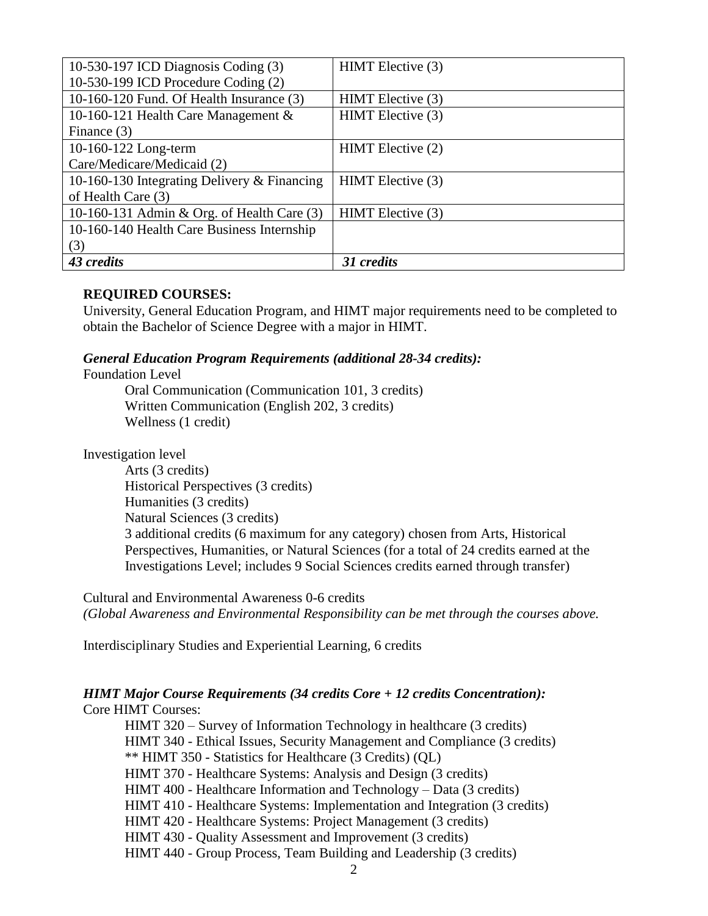| | |
|---|---|
| 10-530-197 ICD Diagnosis Coding (3)<br>10-530-199 ICD Procedure Coding (2) | HIMT Elective (3) |
| 10-160-120 Fund. Of Health Insurance (3) | HIMT Elective (3) |
| 10-160-121 Health Care Management & Finance (3) | HIMT Elective (3) |
| 10-160-122 Long-term Care/Medicare/Medicaid (2) | HIMT Elective (2) |
| 10-160-130 Integrating Delivery & Financing of Health Care (3) | HIMT Elective (3) |
| 10-160-131 Admin & Org. of Health Care (3) | HIMT Elective (3) |
| 10-160-140 Health Care Business Internship (3) | |
| ***43 credits*** | ***31 credits*** |

**REQUIRED COURSES:**

University, General Education Program, and HIMT major requirements need to be completed to obtain the Bachelor of Science Degree with a major in HIMT.

***General Education Program Requirements (additional 28-34 credits):***

Foundation Level

- Oral Communication (Communication 101, 3 credits)
- Written Communication (English 202, 3 credits)
- Wellness (1 credit)

Investigation level

- Arts (3 credits)
- Historical Perspectives (3 credits)
- Humanities (3 credits)
- Natural Sciences (3 credits)
- 3 additional credits (6 maximum for any category) chosen from Arts, Historical Perspectives, Humanities, or Natural Sciences (for a total of 24 credits earned at the Investigations Level; includes 9 Social Sciences credits earned through transfer)

Cultural and Environmental Awareness 0-6 credits
*(Global Awareness and Environmental Responsibility can be met through the courses above.*

Interdisciplinary Studies and Experiential Learning, 6 credits

***HIMT Major Course Requirements (34 credits Core + 12 credits Concentration):***

Core HIMT Courses:

- HIMT 320 – Survey of Information Technology in healthcare (3 credits)
- HIMT 340 - Ethical Issues, Security Management and Compliance (3 credits)
- ** HIMT 350 - Statistics for Healthcare (3 Credits) (QL)
- HIMT 370 - Healthcare Systems: Analysis and Design (3 credits)
- HIMT 400 - Healthcare Information and Technology – Data (3 credits)
- HIMT 410 - Healthcare Systems: Implementation and Integration (3 credits)
- HIMT 420 - Healthcare Systems: Project Management (3 credits)
- HIMT 430 - Quality Assessment and Improvement (3 credits)
- HIMT 440 - Group Process, Team Building and Leadership (3 credits)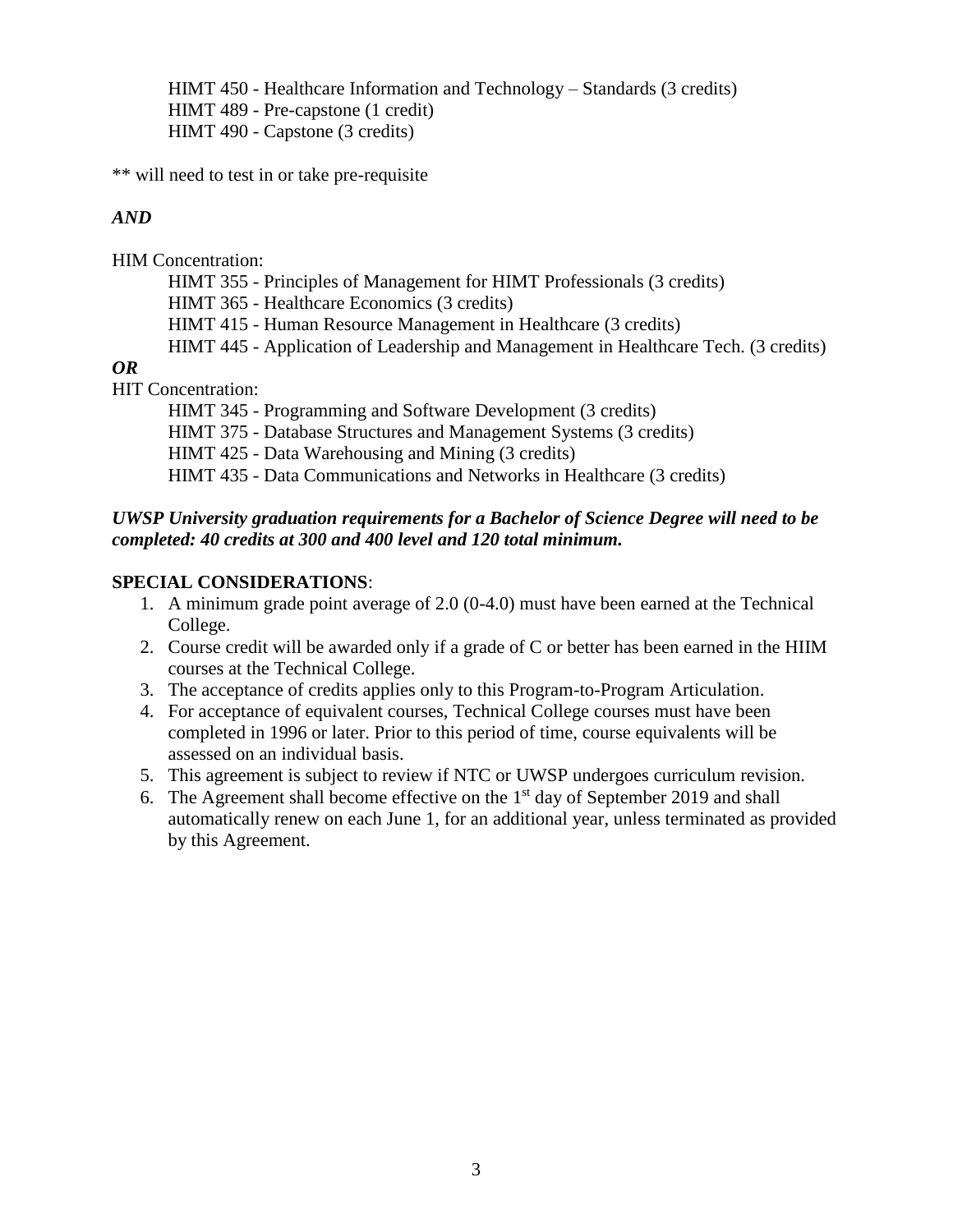HIMT 450 - Healthcare Information and Technology – Standards (3 credits)
HIMT 489 - Pre-capstone (1 credit)
HIMT 490 - Capstone (3 credits)

** will need to test in or take pre-requisite

***AND***

HIM Concentration:

HIMT 355 - Principles of Management for HIMT Professionals (3 credits)
HIMT 365 - Healthcare Economics (3 credits)
HIMT 415 - Human Resource Management in Healthcare (3 credits)
HIMT 445 - Application of Leadership and Management in Healthcare Tech. (3 credits)

***OR***

HIT Concentration:

HIMT 345 - Programming and Software Development (3 credits)
HIMT 375 - Database Structures and Management Systems (3 credits)
HIMT 425 - Data Warehousing and Mining (3 credits)
HIMT 435 - Data Communications and Networks in Healthcare (3 credits)

***UWSP University graduation requirements for a Bachelor of Science Degree will need to be completed: 40 credits at 300 and 400 level and 120 total minimum.***

**SPECIAL CONSIDERATIONS**:

1. A minimum grade point average of 2.0 (0-4.0) must have been earned at the Technical College.
2. Course credit will be awarded only if a grade of C or better has been earned in the HIIM courses at the Technical College.
3. The acceptance of credits applies only to this Program-to-Program Articulation.
4. For acceptance of equivalent courses, Technical College courses must have been completed in 1996 or later. Prior to this period of time, course equivalents will be assessed on an individual basis.
5. This agreement is subject to review if NTC or UWSP undergoes curriculum revision.
6. The Agreement shall become effective on the 1st day of September 2019 and shall automatically renew on each June 1, for an additional year, unless terminated as provided by this Agreement.